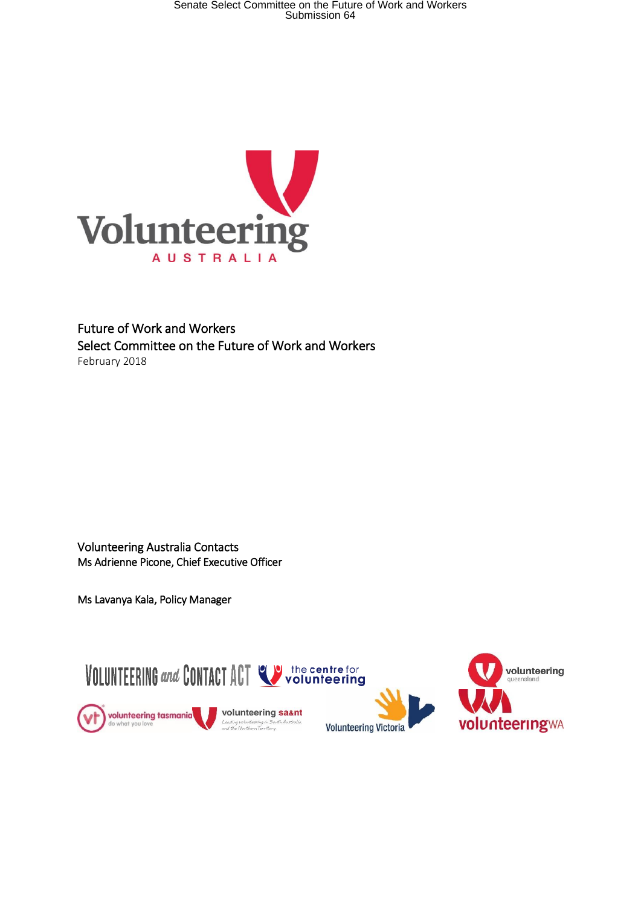# Future of Work and Workers

## Select Committee on the Future of Work and Workers

February 2018

Volunteering Australia Contacts

Ms Adrienne Picone, Chief Executive Officer

Ms Lavanya Kala, Policy Manager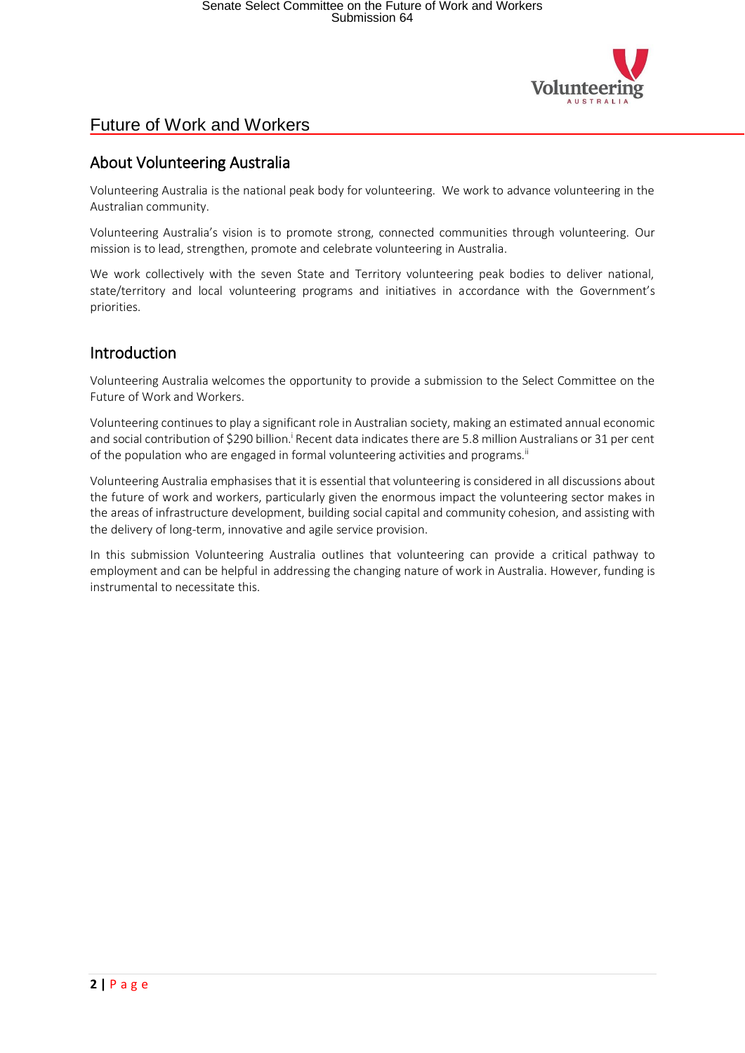# Future of Work and Workers

## About Volunteering Australia

Volunteering Australia is the national peak body for volunteering. We work to advance volunteering in the Australian community.

Volunteering Australia's vision is to promote strong, connected communities through volunteering. Our mission is to lead, strengthen, promote and celebrate volunteering in Australia.

We work collectively with the seven State and Territory volunteering peak bodies to deliver national, state/territory and local volunteering programs and initiatives in accordance with the Government's priorities.

## Introduction

Volunteering Australia welcomes the opportunity to provide a submission to the Select Committee on the Future of Work and Workers.

Volunteering continues to play a significant role in Australian society, making an estimated annual economic and social contribution of $290 billion.[i] Recent data indicates there are 5.8 million Australians or 31 per cent of the population who are engaged in formal volunteering activities and programs.[ii]

Volunteering Australia emphasises that it is essential that volunteering is considered in all discussions about the future of work and workers, particularly given the enormous impact the volunteering sector makes in the areas of infrastructure development, building social capital and community cohesion, and assisting with the delivery of long-term, innovative and agile service provision.

In this submission Volunteering Australia outlines that volunteering can provide a critical pathway to employment and can be helpful in addressing the changing nature of work in Australia. However, funding is instrumental to necessitate this.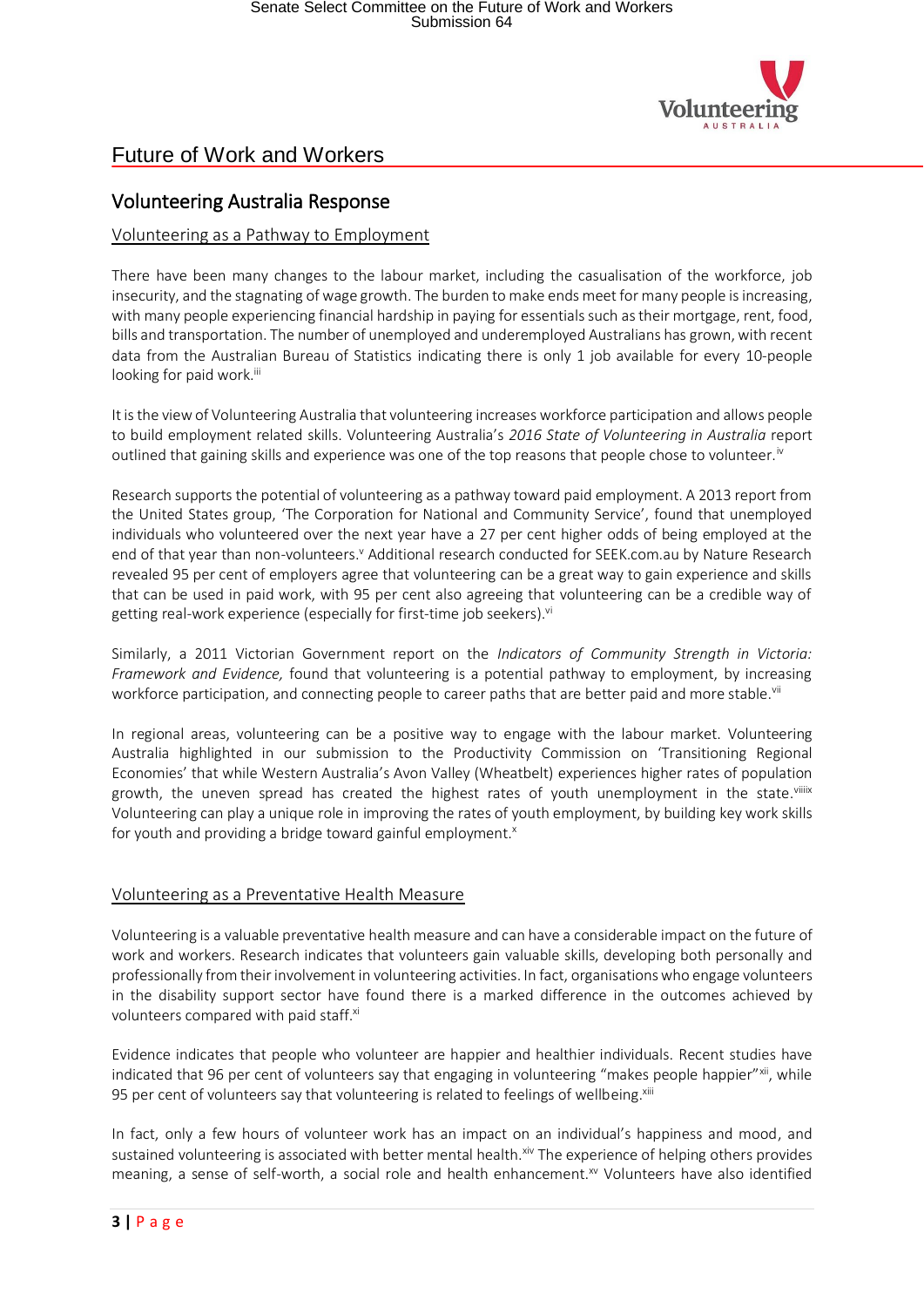# Future of Work and Workers

## Volunteering Australia Response

### Volunteering as a Pathway to Employment

There have been many changes to the labour market, including the casualisation of the workforce, job insecurity, and the stagnating of wage growth. The burden to make ends meet for many people is increasing, with many people experiencing financial hardship in paying for essentials such as their mortgage, rent, food, bills and transportation. The number of unemployed and underemployed Australians has grown, with recent data from the Australian Bureau of Statistics indicating there is only 1 job available for every 10-people looking for paid work.[iii]

It is the view of Volunteering Australia that volunteering increases workforce participation and allows people to build employment related skills. Volunteering Australia's *2016 State of Volunteering in Australia* report outlined that gaining skills and experience was one of the top reasons that people chose to volunteer.[iv]

Research supports the potential of volunteering as a pathway toward paid employment. A 2013 report from the United States group, 'The Corporation for National and Community Service', found that unemployed individuals who volunteered over the next year have a 27 per cent higher odds of being employed at the end of that year than non-volunteers.[v] Additional research conducted for SEEK.com.au by Nature Research revealed 95 per cent of employers agree that volunteering can be a great way to gain experience and skills that can be used in paid work, with 95 per cent also agreeing that volunteering can be a credible way of getting real-work experience (especially for first-time job seekers).[vi]

Similarly, a 2011 Victorian Government report on the *Indicators of Community Strength in Victoria: Framework and Evidence,* found that volunteering is a potential pathway to employment, by increasing workforce participation, and connecting people to career paths that are better paid and more stable.[vii]

In regional areas, volunteering can be a positive way to engage with the labour market. Volunteering Australia highlighted in our submission to the Productivity Commission on 'Transitioning Regional Economies' that while Western Australia's Avon Valley (Wheatbelt) experiences higher rates of population growth, the uneven spread has created the highest rates of youth unemployment in the state.[viiiix] Volunteering can play a unique role in improving the rates of youth employment, by building key work skills for youth and providing a bridge toward gainful employment.[x]

### Volunteering as a Preventative Health Measure

Volunteering is a valuable preventative health measure and can have a considerable impact on the future of work and workers. Research indicates that volunteers gain valuable skills, developing both personally and professionally from their involvement in volunteering activities. In fact, organisations who engage volunteers in the disability support sector have found there is a marked difference in the outcomes achieved by volunteers compared with paid staff.[xi]

Evidence indicates that people who volunteer are happier and healthier individuals. Recent studies have indicated that 96 per cent of volunteers say that engaging in volunteering "makes people happier"[xii], while 95 per cent of volunteers say that volunteering is related to feelings of wellbeing.[xiii]

In fact, only a few hours of volunteer work has an impact on an individual's happiness and mood, and sustained volunteering is associated with better mental health.[xiv] The experience of helping others provides meaning, a sense of self-worth, a social role and health enhancement.[xv] Volunteers have also identified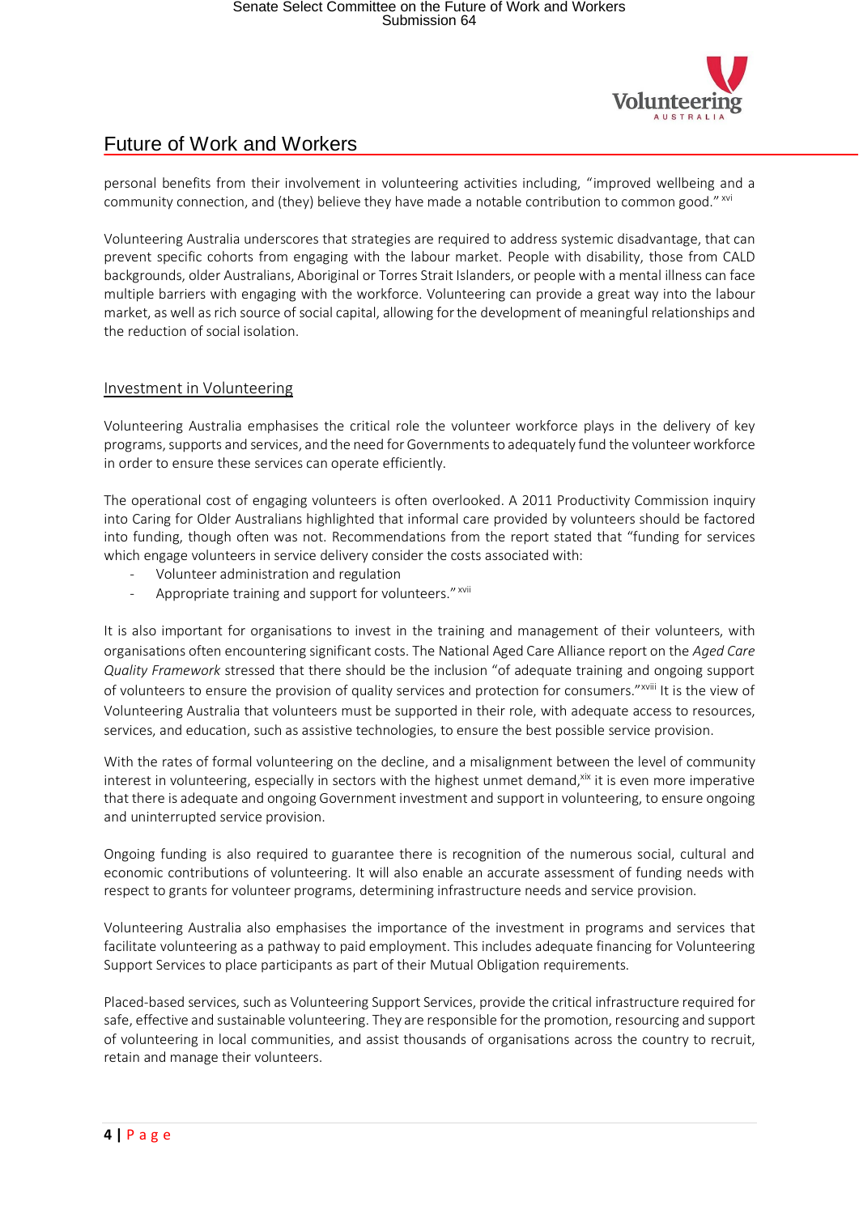personal benefits from their involvement in volunteering activities including, "improved wellbeing and a community connection, and (they) believe they have made a notable contribution to common good." [xvi]

Volunteering Australia underscores that strategies are required to address systemic disadvantage, that can prevent specific cohorts from engaging with the labour market. People with disability, those from CALD backgrounds, older Australians, Aboriginal or Torres Strait Islanders, or people with a mental illness can face multiple barriers with engaging with the workforce. Volunteering can provide a great way into the labour market, as well as rich source of social capital, allowing for the development of meaningful relationships and the reduction of social isolation.

## Investment in Volunteering

Volunteering Australia emphasises the critical role the volunteer workforce plays in the delivery of key programs, supports and services, and the need for Governments to adequately fund the volunteer workforce in order to ensure these services can operate efficiently.

The operational cost of engaging volunteers is often overlooked. A 2011 Productivity Commission inquiry into Caring for Older Australians highlighted that informal care provided by volunteers should be factored into funding, though often was not. Recommendations from the report stated that "funding for services which engage volunteers in service delivery consider the costs associated with:

- Volunteer administration and regulation
- Appropriate training and support for volunteers." [xvii]

It is also important for organisations to invest in the training and management of their volunteers, with organisations often encountering significant costs. The National Aged Care Alliance report on the *Aged Care Quality Framework* stressed that there should be the inclusion "of adequate training and ongoing support of volunteers to ensure the provision of quality services and protection for consumers."[xviii] It is the view of Volunteering Australia that volunteers must be supported in their role, with adequate access to resources, services, and education, such as assistive technologies, to ensure the best possible service provision.

With the rates of formal volunteering on the decline, and a misalignment between the level of community interest in volunteering, especially in sectors with the highest unmet demand,[xix] it is even more imperative that there is adequate and ongoing Government investment and support in volunteering, to ensure ongoing and uninterrupted service provision.

Ongoing funding is also required to guarantee there is recognition of the numerous social, cultural and economic contributions of volunteering. It will also enable an accurate assessment of funding needs with respect to grants for volunteer programs, determining infrastructure needs and service provision.

Volunteering Australia also emphasises the importance of the investment in programs and services that facilitate volunteering as a pathway to paid employment. This includes adequate financing for Volunteering Support Services to place participants as part of their Mutual Obligation requirements.

Placed-based services, such as Volunteering Support Services, provide the critical infrastructure required for safe, effective and sustainable volunteering. They are responsible for the promotion, resourcing and support of volunteering in local communities, and assist thousands of organisations across the country to recruit, retain and manage their volunteers.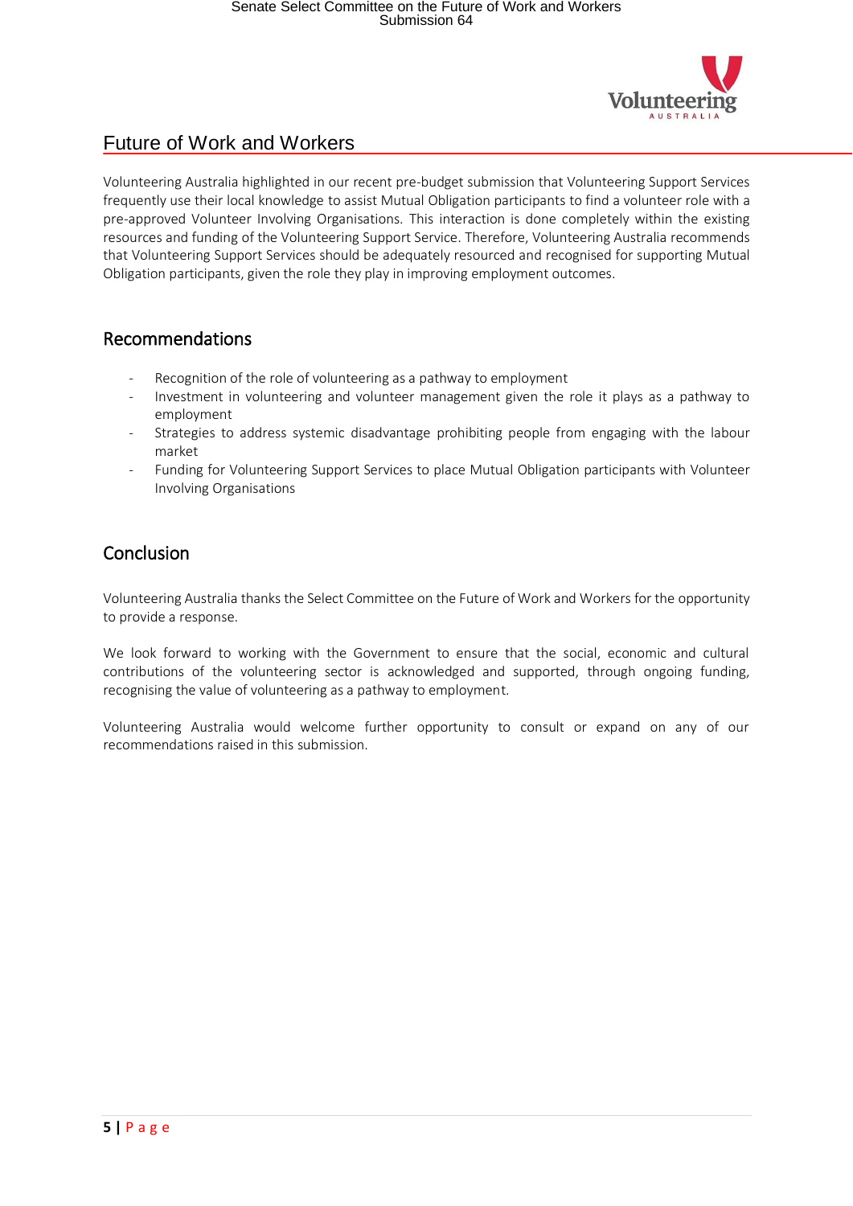## Future of Work and Workers

Volunteering Australia highlighted in our recent pre-budget submission that Volunteering Support Services frequently use their local knowledge to assist Mutual Obligation participants to find a volunteer role with a pre-approved Volunteer Involving Organisations. This interaction is done completely within the existing resources and funding of the Volunteering Support Service. Therefore, Volunteering Australia recommends that Volunteering Support Services should be adequately resourced and recognised for supporting Mutual Obligation participants, given the role they play in improving employment outcomes.

## Recommendations

- Recognition of the role of volunteering as a pathway to employment
- Investment in volunteering and volunteer management given the role it plays as a pathway to employment
- Strategies to address systemic disadvantage prohibiting people from engaging with the labour market
- Funding for Volunteering Support Services to place Mutual Obligation participants with Volunteer Involving Organisations

## Conclusion

Volunteering Australia thanks the Select Committee on the Future of Work and Workers for the opportunity to provide a response.

We look forward to working with the Government to ensure that the social, economic and cultural contributions of the volunteering sector is acknowledged and supported, through ongoing funding, recognising the value of volunteering as a pathway to employment.

Volunteering Australia would welcome further opportunity to consult or expand on any of our recommendations raised in this submission.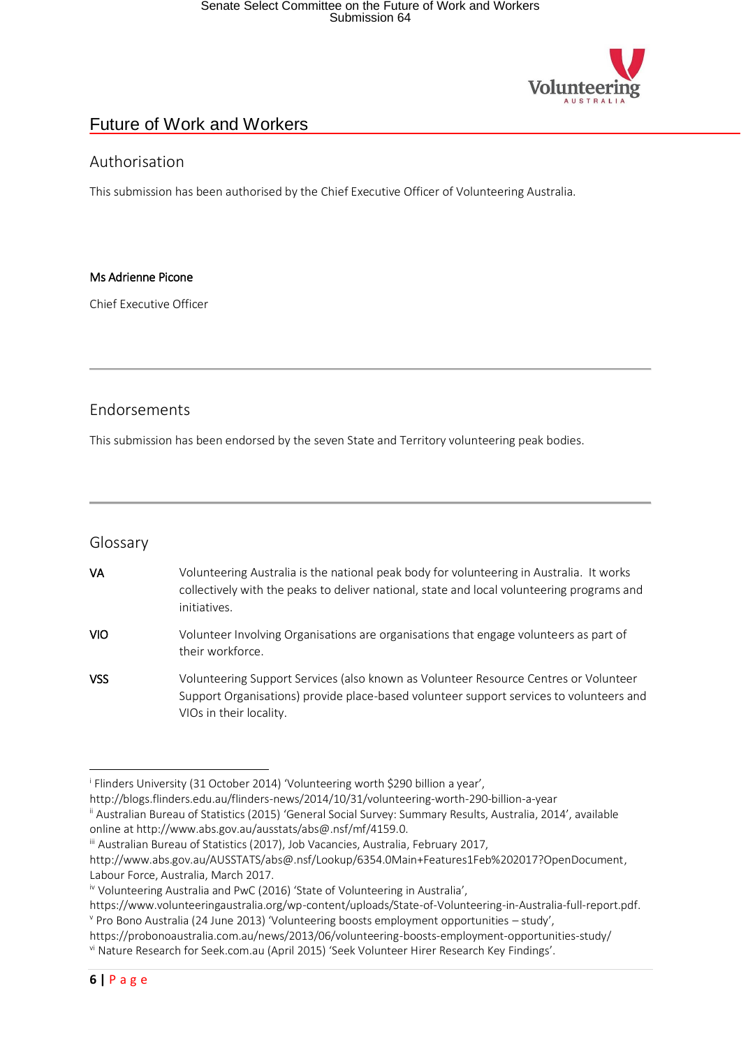# Future of Work and Workers

## Authorisation

This submission has been authorised by the Chief Executive Officer of Volunteering Australia.

**Ms Adrienne Picone**

Chief Executive Officer

---

## Endorsements

This submission has been endorsed by the seven State and Territory volunteering peak bodies.

---

## Glossary

| | |
|---|---|
| **VA** | Volunteering Australia is the national peak body for volunteering in Australia. It works collectively with the peaks to deliver national, state and local volunteering programs and initiatives. |
| **VIO** | Volunteer Involving Organisations are organisations that engage volunteers as part of their workforce. |
| **VSS** | Volunteering Support Services (also known as Volunteer Resource Centres or Volunteer Support Organisations) provide place-based volunteer support services to volunteers and VIOs in their locality. |

---

[i] Flinders University (31 October 2014) 'Volunteering worth $290 billion a year', http://blogs.flinders.edu.au/flinders-news/2014/10/31/volunteering-worth-290-billion-a-year

[ii] Australian Bureau of Statistics (2015) 'General Social Survey: Summary Results, Australia, 2014', available online at http://www.abs.gov.au/ausstats/abs@.nsf/mf/4159.0.

[iii] Australian Bureau of Statistics (2017), Job Vacancies, Australia, February 2017, http://www.abs.gov.au/AUSSTATS/abs@.nsf/Lookup/6354.0Main+Features1Feb%202017?OpenDocument, Labour Force, Australia, March 2017.

[iv] Volunteering Australia and PwC (2016) 'State of Volunteering in Australia', https://www.volunteeringaustralia.org/wp-content/uploads/State-of-Volunteering-in-Australia-full-report.pdf.

[v] Pro Bono Australia (24 June 2013) 'Volunteering boosts employment opportunities – study', https://probonoaustralia.com.au/news/2013/06/volunteering-boosts-employment-opportunities-study/

[vi] Nature Research for Seek.com.au (April 2015) 'Seek Volunteer Hirer Research Key Findings'.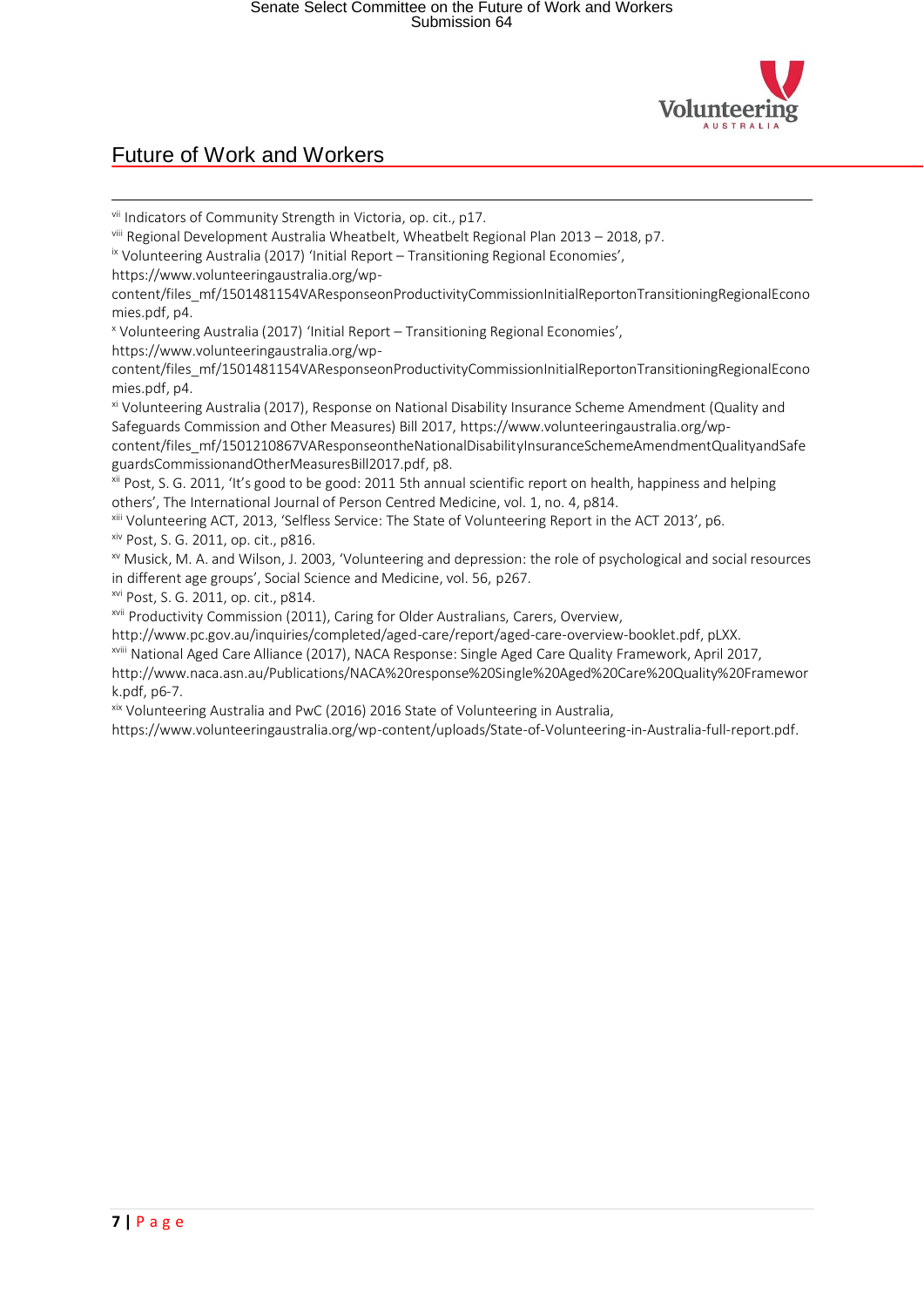## Future of Work and Workers

---

[vii] Indicators of Community Strength in Victoria, op. cit., p17.

[viii] Regional Development Australia Wheatbelt, Wheatbelt Regional Plan 2013 – 2018, p7.

[ix] Volunteering Australia (2017) 'Initial Report – Transitioning Regional Economies', https://www.volunteeringaustralia.org/wp-content/files_mf/1501481154VAResponseonProductivityCommissionInitialReportonTransitioningRegionalEconomies.pdf, p4.

[x] Volunteering Australia (2017) 'Initial Report – Transitioning Regional Economies', https://www.volunteeringaustralia.org/wp-content/files_mf/1501481154VAResponseonProductivityCommissionInitialReportonTransitioningRegionalEconomies.pdf, p4.

[xi] Volunteering Australia (2017), Response on National Disability Insurance Scheme Amendment (Quality and Safeguards Commission and Other Measures) Bill 2017, https://www.volunteeringaustralia.org/wp-content/files_mf/1501210867VAResponseontheNationalDisabilityInsuranceSchemeAmendmentQualityandSafeguardsCommissionandOtherMeasuresBill2017.pdf, p8.

[xii] Post, S. G. 2011, 'It's good to be good: 2011 5th annual scientific report on health, happiness and helping others', The International Journal of Person Centred Medicine, vol. 1, no. 4, p814.

[xiii] Volunteering ACT, 2013, 'Selfless Service: The State of Volunteering Report in the ACT 2013', p6.

[xiv] Post, S. G. 2011, op. cit., p816.

[xv] Musick, M. A. and Wilson, J. 2003, 'Volunteering and depression: the role of psychological and social resources in different age groups', Social Science and Medicine, vol. 56, p267.

[xvi] Post, S. G. 2011, op. cit., p814.

[xvii] Productivity Commission (2011), Caring for Older Australians, Carers, Overview, http://www.pc.gov.au/inquiries/completed/aged-care/report/aged-care-overview-booklet.pdf, pLXX.

[xviii] National Aged Care Alliance (2017), NACA Response: Single Aged Care Quality Framework, April 2017, http://www.naca.asn.au/Publications/NACA%20response%20Single%20Aged%20Care%20Quality%20Framework.pdf, p6-7.

[xix] Volunteering Australia and PwC (2016) 2016 State of Volunteering in Australia, https://www.volunteeringaustralia.org/wp-content/uploads/State-of-Volunteering-in-Australia-full-report.pdf.